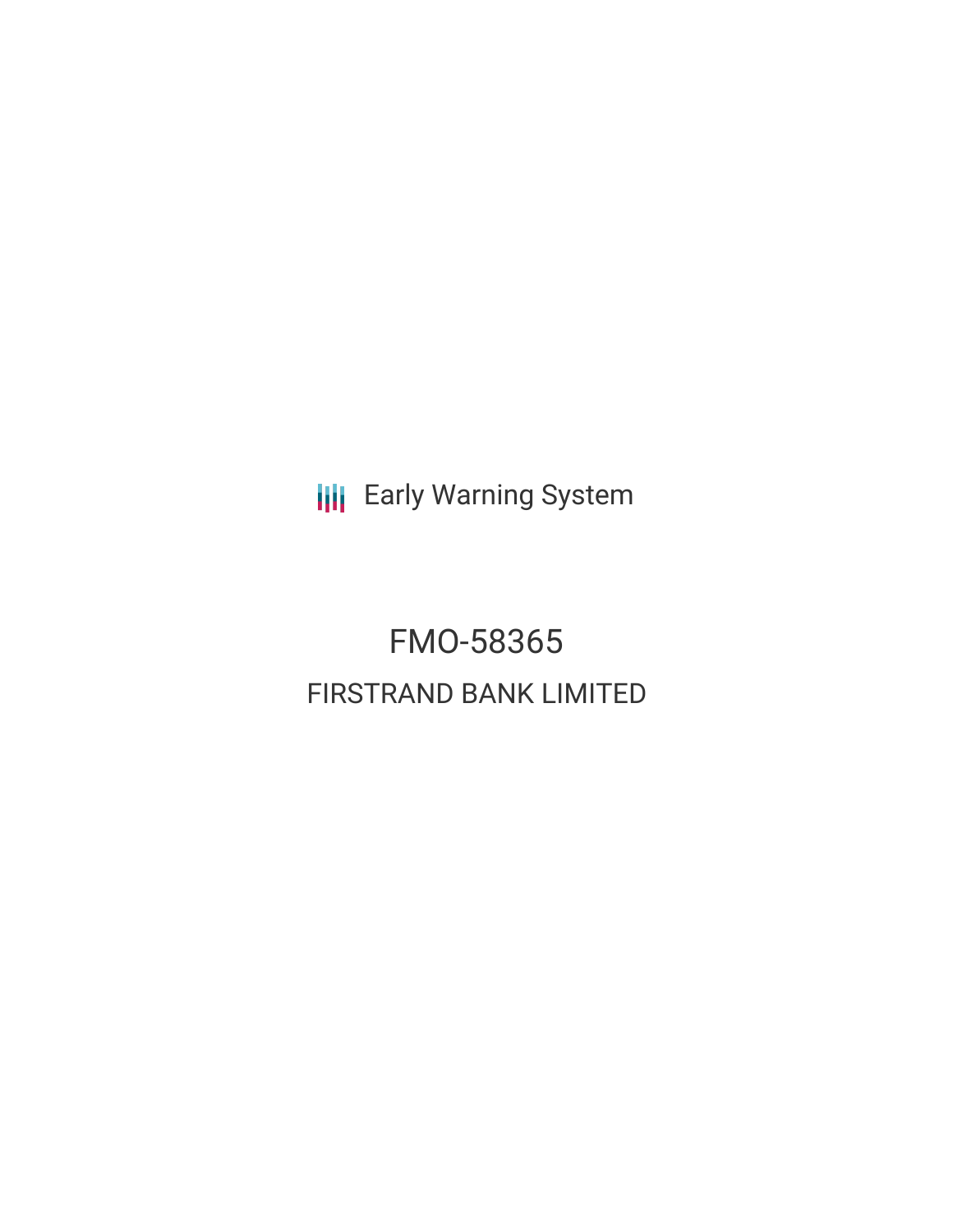Early Warning System

# FMO-58365

## FIRSTRAND BANK LIMITED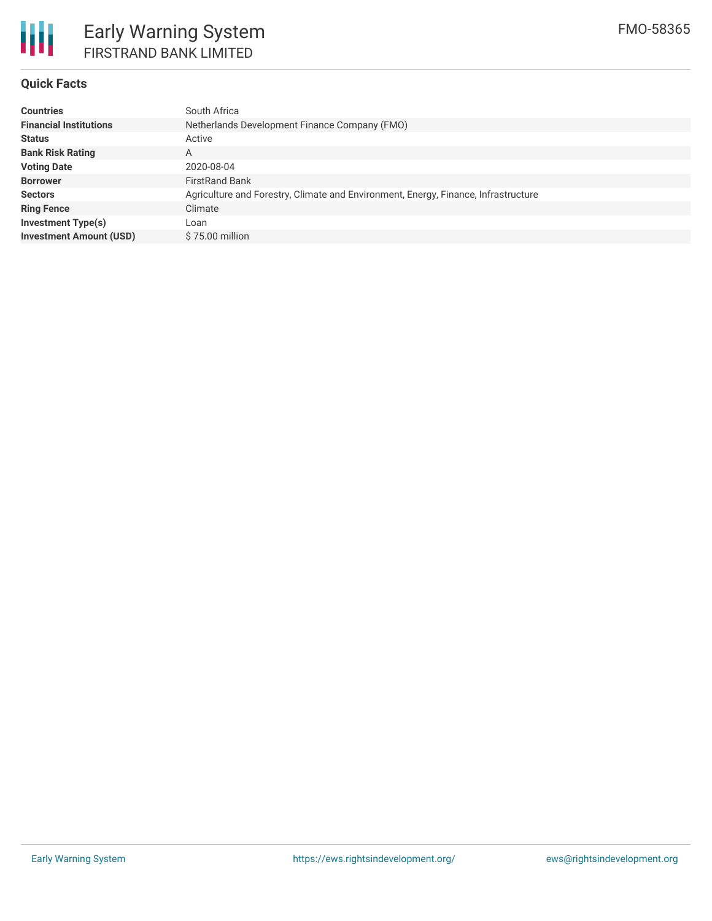# Early Warning System

FIRSTRAND BANK LIMITED

FMO-58365

## Quick Facts

| | |
|---|---|
| **Countries** | South Africa |
| **Financial Institutions** | Netherlands Development Finance Company (FMO) |
| **Status** | Active |
| **Bank Risk Rating** | A |
| **Voting Date** | 2020-08-04 |
| **Borrower** | FirstRand Bank |
| **Sectors** | Agriculture and Forestry, Climate and Environment, Energy, Finance, Infrastructure |
| **Ring Fence** | Climate |
| **Investment Type(s)** | Loan |
| **Investment Amount (USD)** | $ 75.00 million |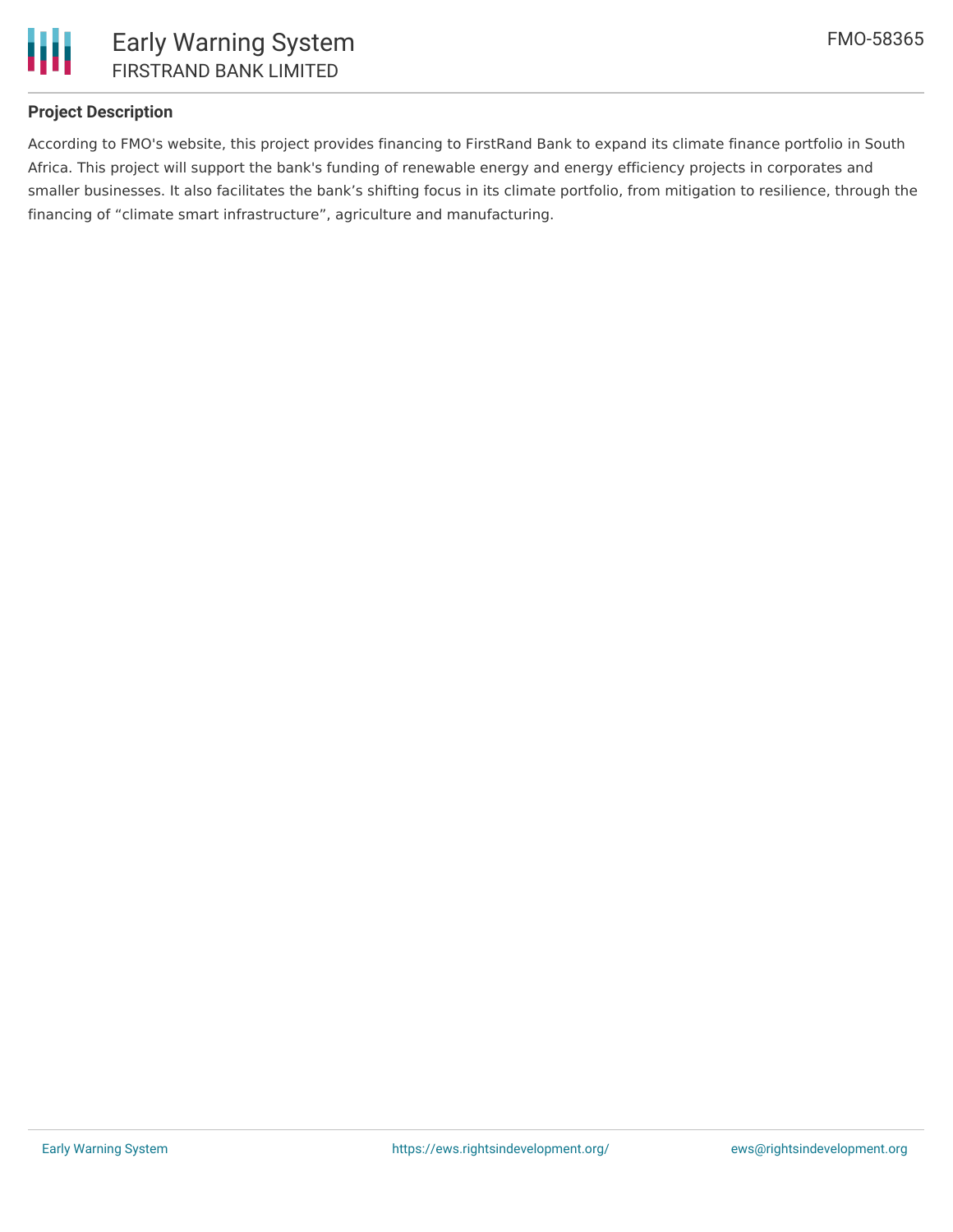## Project Description

According to FMO's website, this project provides financing to FirstRand Bank to expand its climate finance portfolio in South Africa. This project will support the bank's funding of renewable energy and energy efficiency projects in corporates and smaller businesses. It also facilitates the bank’s shifting focus in its climate portfolio, from mitigation to resilience, through the financing of “climate smart infrastructure”, agriculture and manufacturing.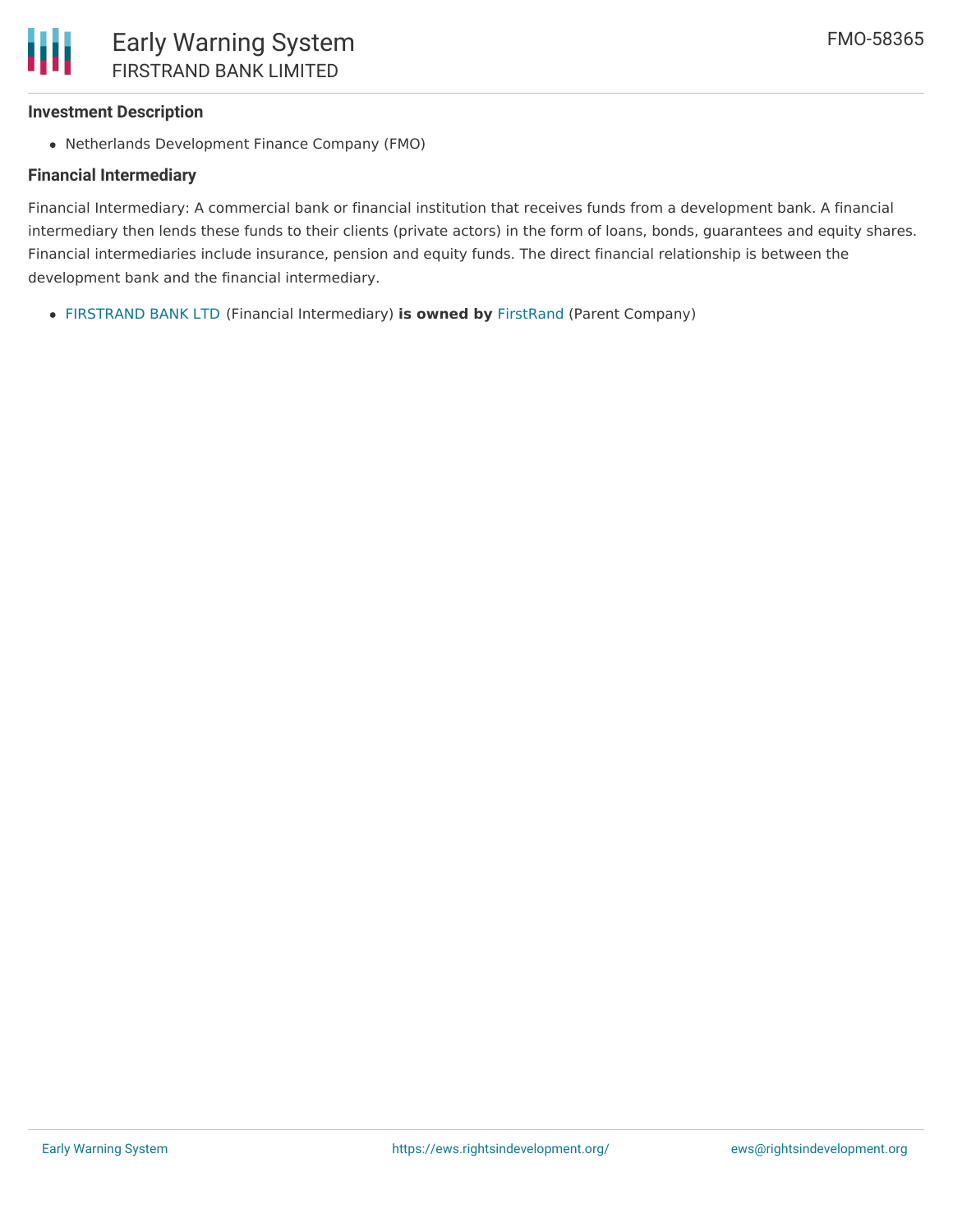### Investment Description

- Netherlands Development Finance Company (FMO)

### Financial Intermediary

Financial Intermediary: A commercial bank or financial institution that receives funds from a development bank. A financial intermediary then lends these funds to their clients (private actors) in the form of loans, bonds, guarantees and equity shares. Financial intermediaries include insurance, pension and equity funds. The direct financial relationship is between the development bank and the financial intermediary.

- FIRSTRAND BANK LTD (Financial Intermediary) **is owned by** FirstRand (Parent Company)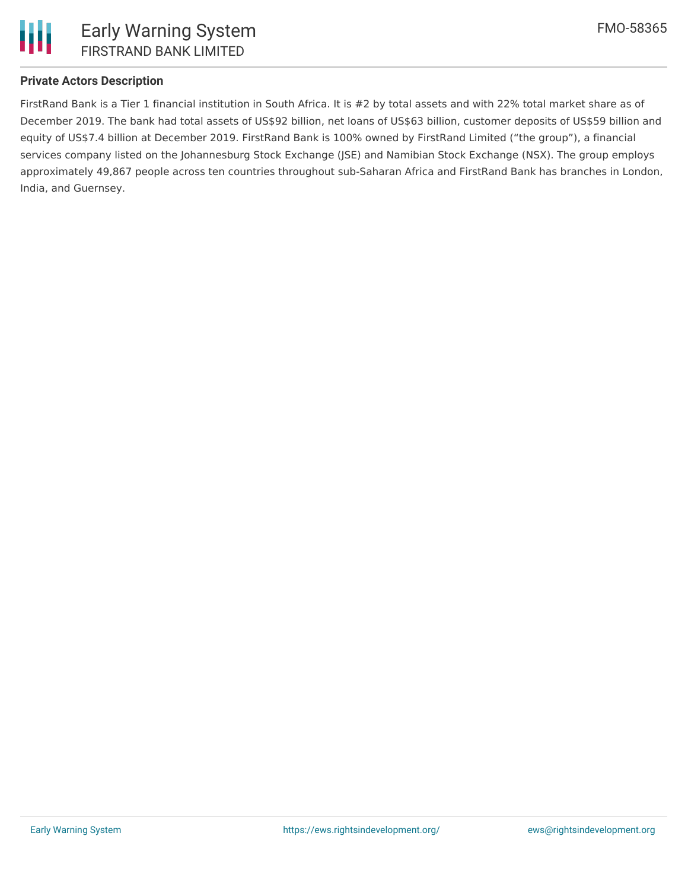**Private Actors Description**

FirstRand Bank is a Tier 1 financial institution in South Africa. It is #2 by total assets and with 22% total market share as of December 2019. The bank had total assets of US$92 billion, net loans of US$63 billion, customer deposits of US$59 billion and equity of US$7.4 billion at December 2019. FirstRand Bank is 100% owned by FirstRand Limited ("the group"), a financial services company listed on the Johannesburg Stock Exchange (JSE) and Namibian Stock Exchange (NSX). The group employs approximately 49,867 people across ten countries throughout sub-Saharan Africa and FirstRand Bank has branches in London, India, and Guernsey.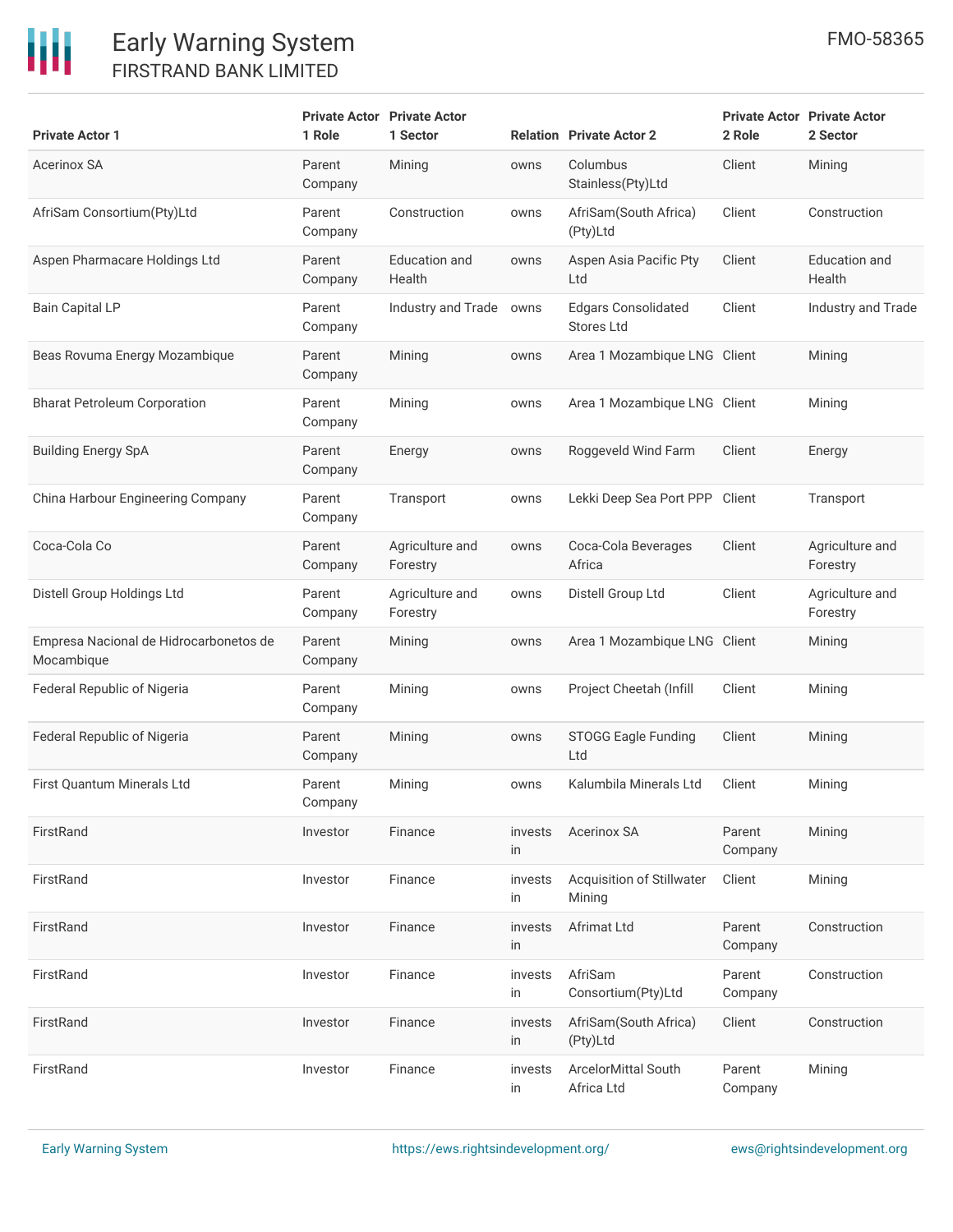| Private Actor 1 | Private Actor 1 Role | Private Actor 1 Sector | Relation | Private Actor 2 | Private Actor 2 Role | Private Actor 2 Sector |
|---|---|---|---|---|---|---|
| Acerinox SA | Parent Company | Mining | owns | Columbus Stainless(Pty)Ltd | Client | Mining |
| AfriSam Consortium(Pty)Ltd | Parent Company | Construction | owns | AfriSam(South Africa)(Pty)Ltd | Client | Construction |
| Aspen Pharmacare Holdings Ltd | Parent Company | Education and Health | owns | Aspen Asia Pacific Pty Ltd | Client | Education and Health |
| Bain Capital LP | Parent Company | Industry and Trade | owns | Edgars Consolidated Stores Ltd | Client | Industry and Trade |
| Beas Rovuma Energy Mozambique | Parent Company | Mining | owns | Area 1 Mozambique LNG | Client | Mining |
| Bharat Petroleum Corporation | Parent Company | Mining | owns | Area 1 Mozambique LNG | Client | Mining |
| Building Energy SpA | Parent Company | Energy | owns | Roggeveld Wind Farm | Client | Energy |
| China Harbour Engineering Company | Parent Company | Transport | owns | Lekki Deep Sea Port PPP | Client | Transport |
| Coca-Cola Co | Parent Company | Agriculture and Forestry | owns | Coca-Cola Beverages Africa | Client | Agriculture and Forestry |
| Distell Group Holdings Ltd | Parent Company | Agriculture and Forestry | owns | Distell Group Ltd | Client | Agriculture and Forestry |
| Empresa Nacional de Hidrocarbonetos de Mocambique | Parent Company | Mining | owns | Area 1 Mozambique LNG | Client | Mining |
| Federal Republic of Nigeria | Parent Company | Mining | owns | Project Cheetah (Infill | Client | Mining |
| Federal Republic of Nigeria | Parent Company | Mining | owns | STOGG Eagle Funding Ltd | Client | Mining |
| First Quantum Minerals Ltd | Parent Company | Mining | owns | Kalumbila Minerals Ltd | Client | Mining |
| FirstRand | Investor | Finance | invests in | Acerinox SA | Parent Company | Mining |
| FirstRand | Investor | Finance | invests in | Acquisition of Stillwater Mining | Client | Mining |
| FirstRand | Investor | Finance | invests in | Afrimat Ltd | Parent Company | Construction |
| FirstRand | Investor | Finance | invests in | AfriSam Consortium(Pty)Ltd | Parent Company | Construction |
| FirstRand | Investor | Finance | invests in | AfriSam(South Africa)(Pty)Ltd | Client | Construction |
| FirstRand | Investor | Finance | invests in | ArcelorMittal South Africa Ltd | Parent Company | Mining |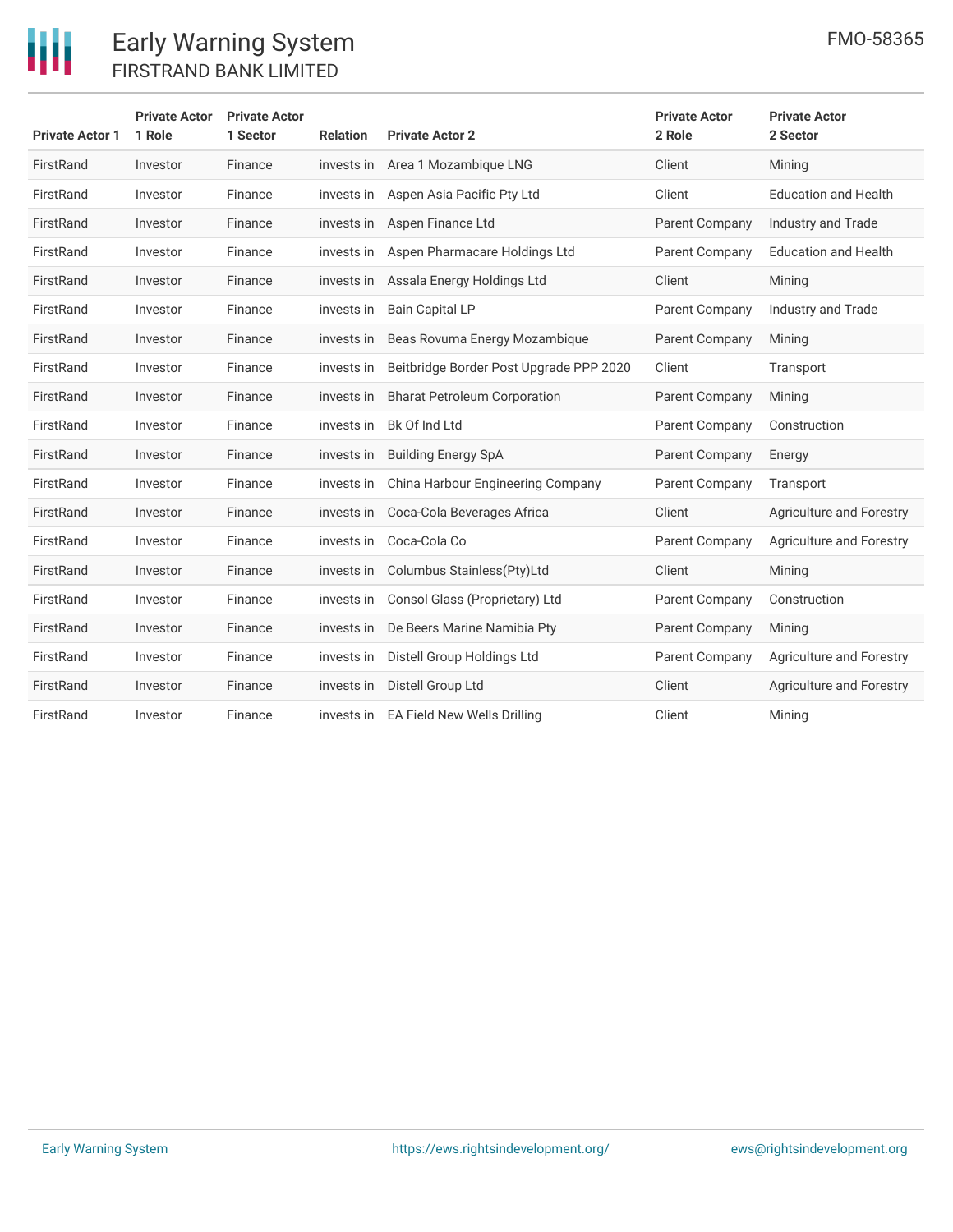| Private Actor 1 | Private Actor 1 Role | Private Actor 1 Sector | Relation | Private Actor 2 | Private Actor 2 Role | Private Actor 2 Sector |
|---|---|---|---|---|---|---|
| FirstRand | Investor | Finance | invests in | Area 1 Mozambique LNG | Client | Mining |
| FirstRand | Investor | Finance | invests in | Aspen Asia Pacific Pty Ltd | Client | Education and Health |
| FirstRand | Investor | Finance | invests in | Aspen Finance Ltd | Parent Company | Industry and Trade |
| FirstRand | Investor | Finance | invests in | Aspen Pharmacare Holdings Ltd | Parent Company | Education and Health |
| FirstRand | Investor | Finance | invests in | Assala Energy Holdings Ltd | Client | Mining |
| FirstRand | Investor | Finance | invests in | Bain Capital LP | Parent Company | Industry and Trade |
| FirstRand | Investor | Finance | invests in | Beas Rovuma Energy Mozambique | Parent Company | Mining |
| FirstRand | Investor | Finance | invests in | Beitbridge Border Post Upgrade PPP 2020 | Client | Transport |
| FirstRand | Investor | Finance | invests in | Bharat Petroleum Corporation | Parent Company | Mining |
| FirstRand | Investor | Finance | invests in | Bk Of Ind Ltd | Parent Company | Construction |
| FirstRand | Investor | Finance | invests in | Building Energy SpA | Parent Company | Energy |
| FirstRand | Investor | Finance | invests in | China Harbour Engineering Company | Parent Company | Transport |
| FirstRand | Investor | Finance | invests in | Coca-Cola Beverages Africa | Client | Agriculture and Forestry |
| FirstRand | Investor | Finance | invests in | Coca-Cola Co | Parent Company | Agriculture and Forestry |
| FirstRand | Investor | Finance | invests in | Columbus Stainless(Pty)Ltd | Client | Mining |
| FirstRand | Investor | Finance | invests in | Consol Glass (Proprietary) Ltd | Parent Company | Construction |
| FirstRand | Investor | Finance | invests in | De Beers Marine Namibia Pty | Parent Company | Mining |
| FirstRand | Investor | Finance | invests in | Distell Group Holdings Ltd | Parent Company | Agriculture and Forestry |
| FirstRand | Investor | Finance | invests in | Distell Group Ltd | Client | Agriculture and Forestry |
| FirstRand | Investor | Finance | invests in | EA Field New Wells Drilling | Client | Mining |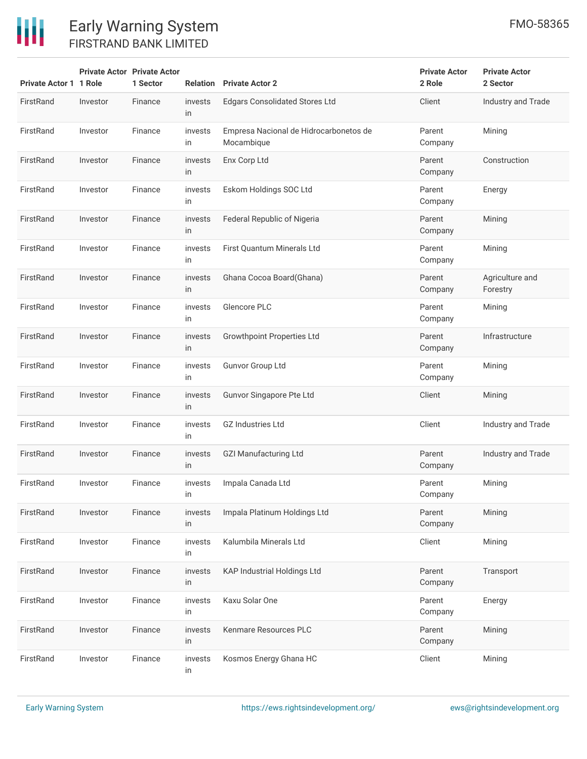| Private Actor 1 | Private Actor 1 Role | Private Actor 1 Sector | Relation | Private Actor 2 | Private Actor 2 Role | Private Actor 2 Sector |
|---|---|---|---|---|---|---|
| FirstRand | Investor | Finance | invests in | Edgars Consolidated Stores Ltd | Client | Industry and Trade |
| FirstRand | Investor | Finance | invests in | Empresa Nacional de Hidrocarbonetos de Mocambique | Parent Company | Mining |
| FirstRand | Investor | Finance | invests in | Enx Corp Ltd | Parent Company | Construction |
| FirstRand | Investor | Finance | invests in | Eskom Holdings SOC Ltd | Parent Company | Energy |
| FirstRand | Investor | Finance | invests in | Federal Republic of Nigeria | Parent Company | Mining |
| FirstRand | Investor | Finance | invests in | First Quantum Minerals Ltd | Parent Company | Mining |
| FirstRand | Investor | Finance | invests in | Ghana Cocoa Board(Ghana) | Parent Company | Agriculture and Forestry |
| FirstRand | Investor | Finance | invests in | Glencore PLC | Parent Company | Mining |
| FirstRand | Investor | Finance | invests in | Growthpoint Properties Ltd | Parent Company | Infrastructure |
| FirstRand | Investor | Finance | invests in | Gunvor Group Ltd | Parent Company | Mining |
| FirstRand | Investor | Finance | invests in | Gunvor Singapore Pte Ltd | Client | Mining |
| FirstRand | Investor | Finance | invests in | GZ Industries Ltd | Client | Industry and Trade |
| FirstRand | Investor | Finance | invests in | GZI Manufacturing Ltd | Parent Company | Industry and Trade |
| FirstRand | Investor | Finance | invests in | Impala Canada Ltd | Parent Company | Mining |
| FirstRand | Investor | Finance | invests in | Impala Platinum Holdings Ltd | Parent Company | Mining |
| FirstRand | Investor | Finance | invests in | Kalumbila Minerals Ltd | Client | Mining |
| FirstRand | Investor | Finance | invests in | KAP Industrial Holdings Ltd | Parent Company | Transport |
| FirstRand | Investor | Finance | invests in | Kaxu Solar One | Parent Company | Energy |
| FirstRand | Investor | Finance | invests in | Kenmare Resources PLC | Parent Company | Mining |
| FirstRand | Investor | Finance | invests in | Kosmos Energy Ghana HC | Client | Mining |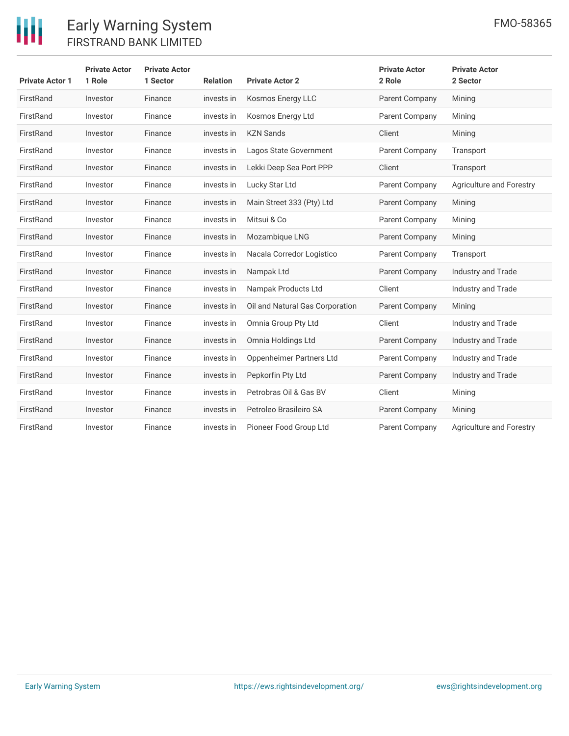| Private Actor 1 | Private Actor 1 Role | Private Actor 1 Sector | Relation | Private Actor 2 | Private Actor 2 Role | Private Actor 2 Sector |
|---|---|---|---|---|---|---|
| FirstRand | Investor | Finance | invests in | Kosmos Energy LLC | Parent Company | Mining |
| FirstRand | Investor | Finance | invests in | Kosmos Energy Ltd | Parent Company | Mining |
| FirstRand | Investor | Finance | invests in | KZN Sands | Client | Mining |
| FirstRand | Investor | Finance | invests in | Lagos State Government | Parent Company | Transport |
| FirstRand | Investor | Finance | invests in | Lekki Deep Sea Port PPP | Client | Transport |
| FirstRand | Investor | Finance | invests in | Lucky Star Ltd | Parent Company | Agriculture and Forestry |
| FirstRand | Investor | Finance | invests in | Main Street 333 (Pty) Ltd | Parent Company | Mining |
| FirstRand | Investor | Finance | invests in | Mitsui & Co | Parent Company | Mining |
| FirstRand | Investor | Finance | invests in | Mozambique LNG | Parent Company | Mining |
| FirstRand | Investor | Finance | invests in | Nacala Corredor Logistico | Parent Company | Transport |
| FirstRand | Investor | Finance | invests in | Nampak Ltd | Parent Company | Industry and Trade |
| FirstRand | Investor | Finance | invests in | Nampak Products Ltd | Client | Industry and Trade |
| FirstRand | Investor | Finance | invests in | Oil and Natural Gas Corporation | Parent Company | Mining |
| FirstRand | Investor | Finance | invests in | Omnia Group Pty Ltd | Client | Industry and Trade |
| FirstRand | Investor | Finance | invests in | Omnia Holdings Ltd | Parent Company | Industry and Trade |
| FirstRand | Investor | Finance | invests in | Oppenheimer Partners Ltd | Parent Company | Industry and Trade |
| FirstRand | Investor | Finance | invests in | Pepkorfin Pty Ltd | Parent Company | Industry and Trade |
| FirstRand | Investor | Finance | invests in | Petrobras Oil & Gas BV | Client | Mining |
| FirstRand | Investor | Finance | invests in | Petroleo Brasileiro SA | Parent Company | Mining |
| FirstRand | Investor | Finance | invests in | Pioneer Food Group Ltd | Parent Company | Agriculture and Forestry |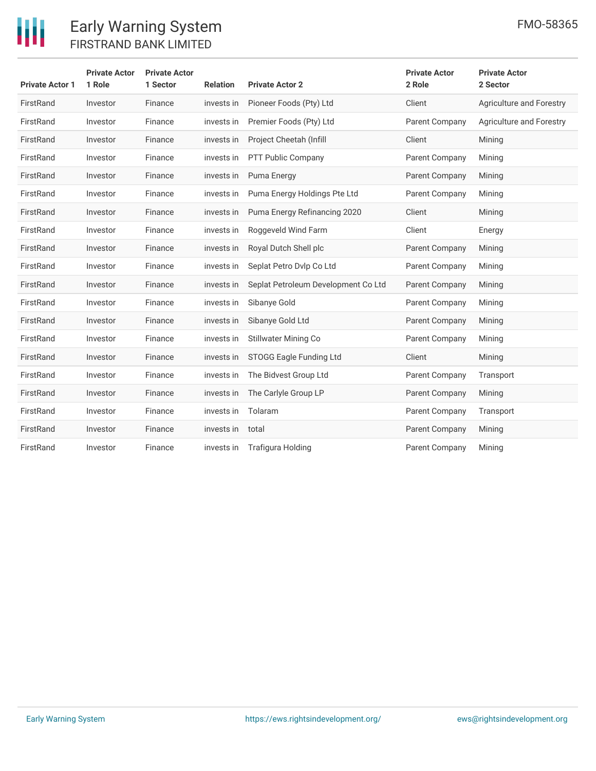| Private Actor 1 | Private Actor 1 Role | Private Actor 1 Sector | Relation | Private Actor 2 | Private Actor 2 Role | Private Actor 2 Sector |
|---|---|---|---|---|---|---|
| FirstRand | Investor | Finance | invests in | Pioneer Foods (Pty) Ltd | Client | Agriculture and Forestry |
| FirstRand | Investor | Finance | invests in | Premier Foods (Pty) Ltd | Parent Company | Agriculture and Forestry |
| FirstRand | Investor | Finance | invests in | Project Cheetah (Infill | Client | Mining |
| FirstRand | Investor | Finance | invests in | PTT Public Company | Parent Company | Mining |
| FirstRand | Investor | Finance | invests in | Puma Energy | Parent Company | Mining |
| FirstRand | Investor | Finance | invests in | Puma Energy Holdings Pte Ltd | Parent Company | Mining |
| FirstRand | Investor | Finance | invests in | Puma Energy Refinancing 2020 | Client | Mining |
| FirstRand | Investor | Finance | invests in | Roggeveld Wind Farm | Client | Energy |
| FirstRand | Investor | Finance | invests in | Royal Dutch Shell plc | Parent Company | Mining |
| FirstRand | Investor | Finance | invests in | Seplat Petro Dvlp Co Ltd | Parent Company | Mining |
| FirstRand | Investor | Finance | invests in | Seplat Petroleum Development Co Ltd | Parent Company | Mining |
| FirstRand | Investor | Finance | invests in | Sibanye Gold | Parent Company | Mining |
| FirstRand | Investor | Finance | invests in | Sibanye Gold Ltd | Parent Company | Mining |
| FirstRand | Investor | Finance | invests in | Stillwater Mining Co | Parent Company | Mining |
| FirstRand | Investor | Finance | invests in | STOGG Eagle Funding Ltd | Client | Mining |
| FirstRand | Investor | Finance | invests in | The Bidvest Group Ltd | Parent Company | Transport |
| FirstRand | Investor | Finance | invests in | The Carlyle Group LP | Parent Company | Mining |
| FirstRand | Investor | Finance | invests in | Tolaram | Parent Company | Transport |
| FirstRand | Investor | Finance | invests in | total | Parent Company | Mining |
| FirstRand | Investor | Finance | invests in | Trafigura Holding | Parent Company | Mining |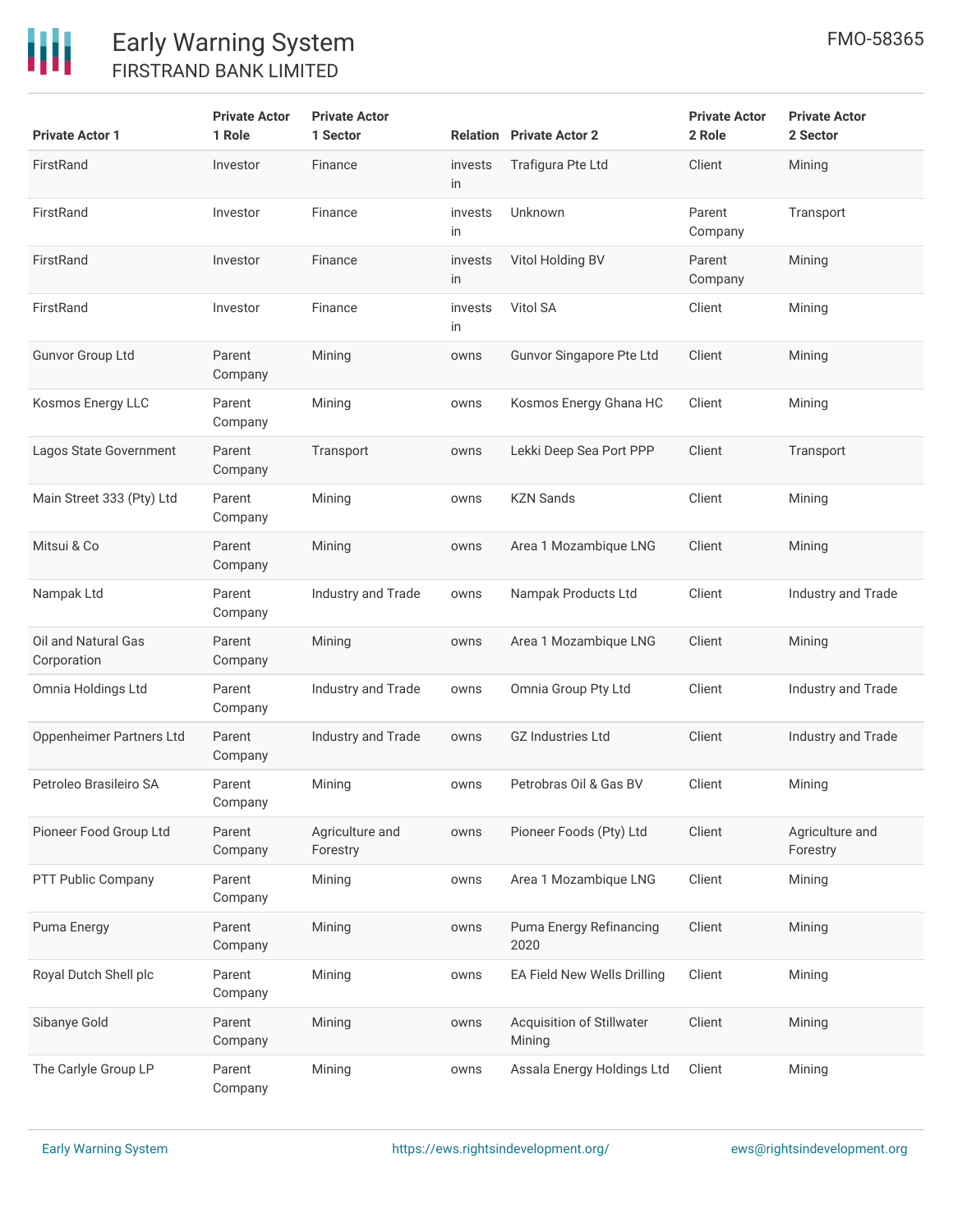| Private Actor 1 | Private Actor 1 Role | Private Actor 1 Sector | Relation | Private Actor 2 | Private Actor 2 Role | Private Actor 2 Sector |
|---|---|---|---|---|---|---|
| FirstRand | Investor | Finance | invests in | Trafigura Pte Ltd | Client | Mining |
| FirstRand | Investor | Finance | invests in | Unknown | Parent Company | Transport |
| FirstRand | Investor | Finance | invests in | Vitol Holding BV | Parent Company | Mining |
| FirstRand | Investor | Finance | invests in | Vitol SA | Client | Mining |
| Gunvor Group Ltd | Parent Company | Mining | owns | Gunvor Singapore Pte Ltd | Client | Mining |
| Kosmos Energy LLC | Parent Company | Mining | owns | Kosmos Energy Ghana HC | Client | Mining |
| Lagos State Government | Parent Company | Transport | owns | Lekki Deep Sea Port PPP | Client | Transport |
| Main Street 333 (Pty) Ltd | Parent Company | Mining | owns | KZN Sands | Client | Mining |
| Mitsui & Co | Parent Company | Mining | owns | Area 1 Mozambique LNG | Client | Mining |
| Nampak Ltd | Parent Company | Industry and Trade | owns | Nampak Products Ltd | Client | Industry and Trade |
| Oil and Natural Gas Corporation | Parent Company | Mining | owns | Area 1 Mozambique LNG | Client | Mining |
| Omnia Holdings Ltd | Parent Company | Industry and Trade | owns | Omnia Group Pty Ltd | Client | Industry and Trade |
| Oppenheimer Partners Ltd | Parent Company | Industry and Trade | owns | GZ Industries Ltd | Client | Industry and Trade |
| Petroleo Brasileiro SA | Parent Company | Mining | owns | Petrobras Oil & Gas BV | Client | Mining |
| Pioneer Food Group Ltd | Parent Company | Agriculture and Forestry | owns | Pioneer Foods (Pty) Ltd | Client | Agriculture and Forestry |
| PTT Public Company | Parent Company | Mining | owns | Area 1 Mozambique LNG | Client | Mining |
| Puma Energy | Parent Company | Mining | owns | Puma Energy Refinancing 2020 | Client | Mining |
| Royal Dutch Shell plc | Parent Company | Mining | owns | EA Field New Wells Drilling | Client | Mining |
| Sibanye Gold | Parent Company | Mining | owns | Acquisition of Stillwater Mining | Client | Mining |
| The Carlyle Group LP | Parent Company | Mining | owns | Assala Energy Holdings Ltd | Client | Mining |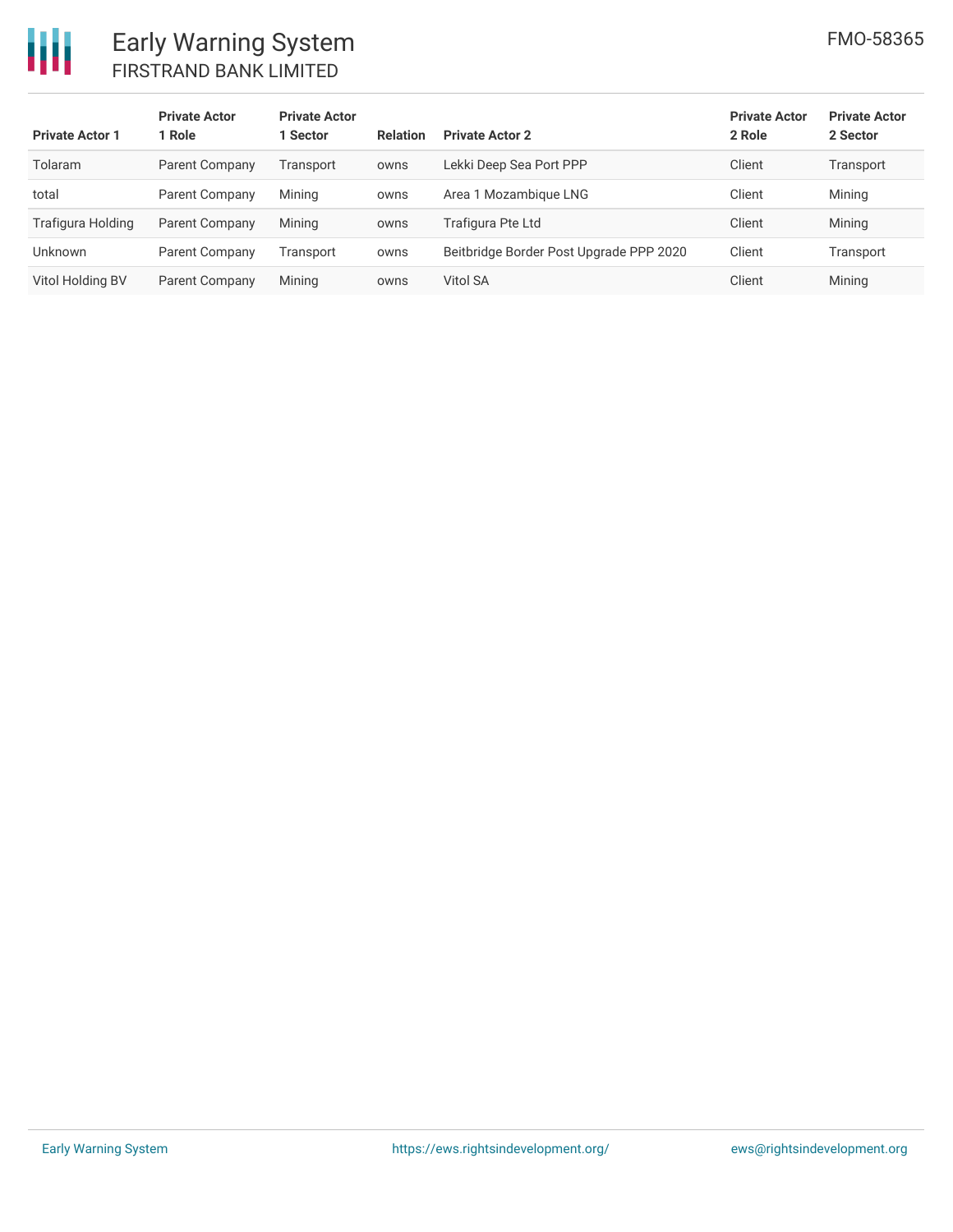| Private Actor 1 | Private Actor 1 Role | Private Actor 1 Sector | Relation | Private Actor 2 | Private Actor 2 Role | Private Actor 2 Sector |
|---|---|---|---|---|---|---|
| Tolaram | Parent Company | Transport | owns | Lekki Deep Sea Port PPP | Client | Transport |
| total | Parent Company | Mining | owns | Area 1 Mozambique LNG | Client | Mining |
| Trafigura Holding | Parent Company | Mining | owns | Trafigura Pte Ltd | Client | Mining |
| Unknown | Parent Company | Transport | owns | Beitbridge Border Post Upgrade PPP 2020 | Client | Transport |
| Vitol Holding BV | Parent Company | Mining | owns | Vitol SA | Client | Mining |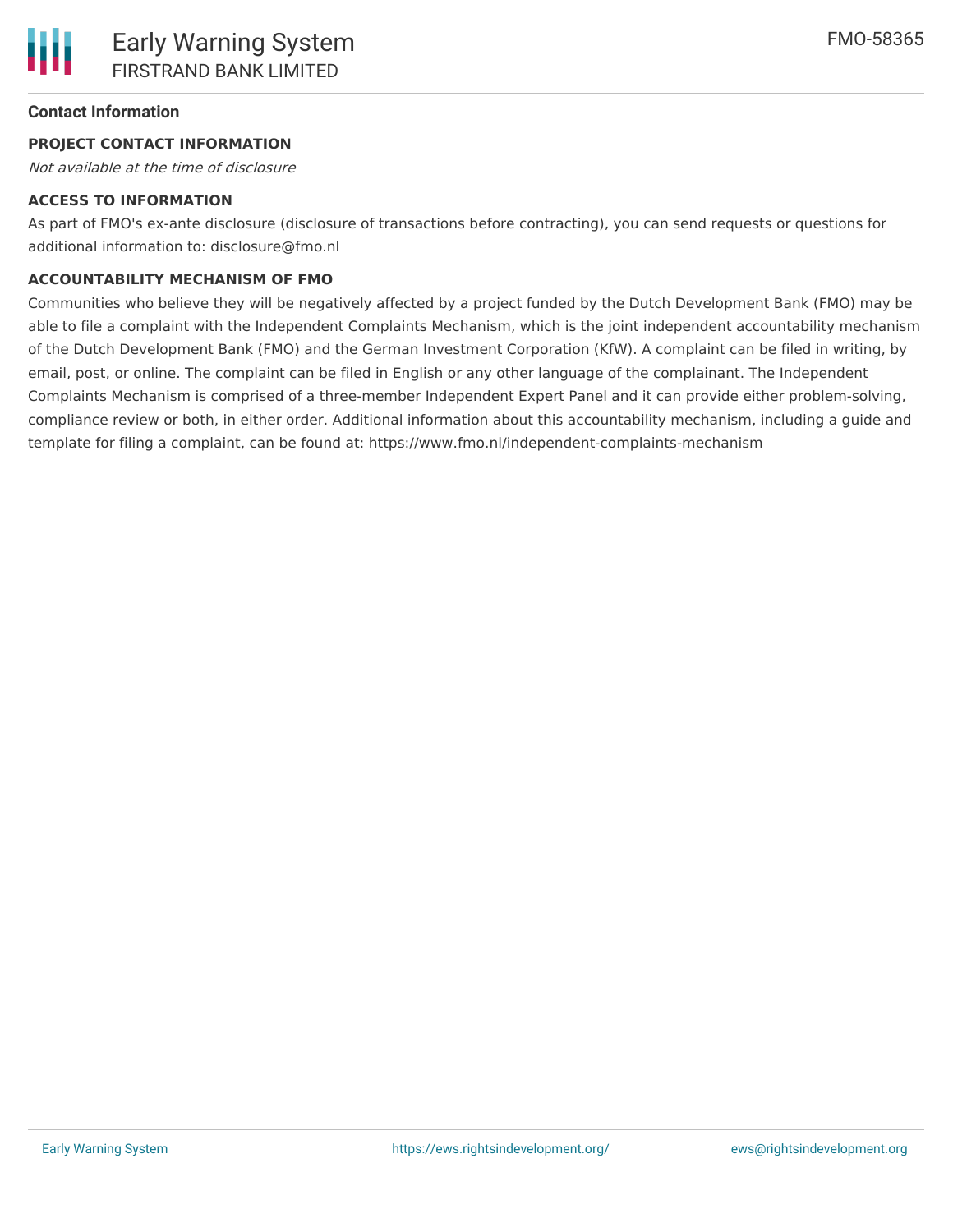## Contact Information

**PROJECT CONTACT INFORMATION**

*Not available at the time of disclosure*

**ACCESS TO INFORMATION**

As part of FMO's ex-ante disclosure (disclosure of transactions before contracting), you can send requests or questions for additional information to: disclosure@fmo.nl

**ACCOUNTABILITY MECHANISM OF FMO**

Communities who believe they will be negatively affected by a project funded by the Dutch Development Bank (FMO) may be able to file a complaint with the Independent Complaints Mechanism, which is the joint independent accountability mechanism of the Dutch Development Bank (FMO) and the German Investment Corporation (KfW). A complaint can be filed in writing, by email, post, or online. The complaint can be filed in English or any other language of the complainant. The Independent Complaints Mechanism is comprised of a three-member Independent Expert Panel and it can provide either problem-solving, compliance review or both, in either order. Additional information about this accountability mechanism, including a guide and template for filing a complaint, can be found at: https://www.fmo.nl/independent-complaints-mechanism